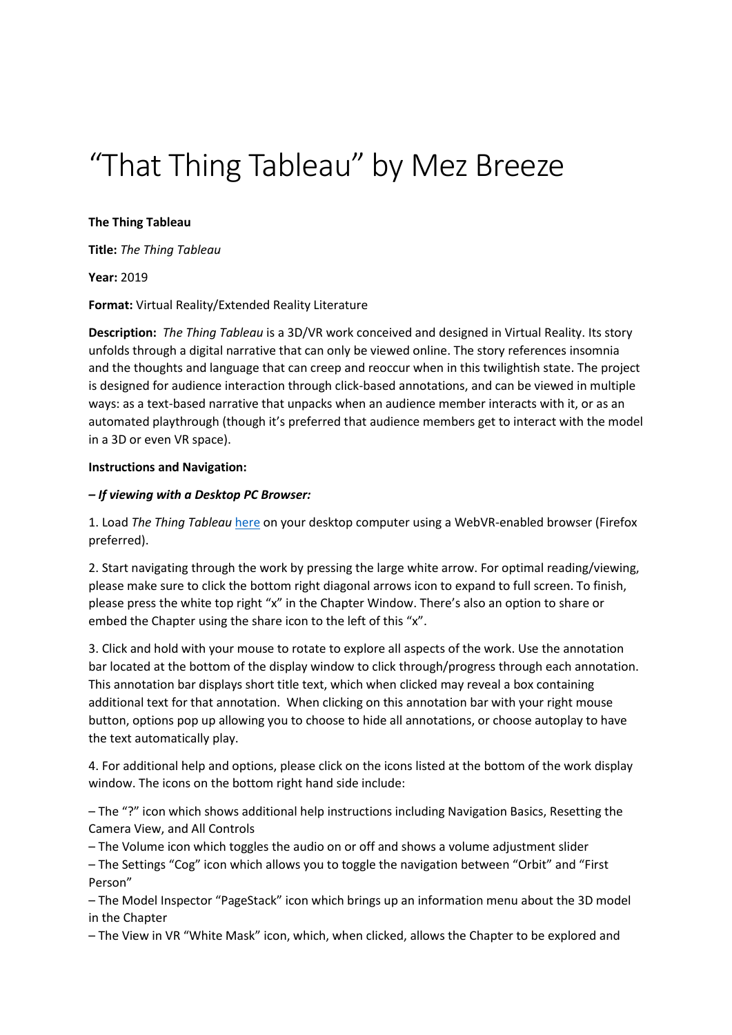# "That Thing Tableau" by Mez Breeze

**The Thing Tableau**

**Title:** *The Thing Tableau*

**Year:** 2019

**Format:** Virtual Reality/Extended Reality Literature

**Description:** *The Thing Tableau* is a 3D/VR work conceived and designed in Virtual Reality. Its story unfolds through a digital narrative that can only be viewed online. The story references insomnia and the thoughts and language that can creep and reoccur when in this twilightish state. The project is designed for audience interaction through click-based annotations, and can be viewed in multiple ways: as a text-based narrative that unpacks when an audience member interacts with it, or as an automated playthrough (though it's preferred that audience members get to interact with the model in a 3D or even VR space).

**Instructions and Navigation:**

***– If viewing with a Desktop PC Browser:***

1. Load *The Thing Tableau* [here]() on your desktop computer using a WebVR-enabled browser (Firefox preferred).

2. Start navigating through the work by pressing the large white arrow. For optimal reading/viewing, please make sure to click the bottom right diagonal arrows icon to expand to full screen. To finish, please press the white top right "x" in the Chapter Window. There's also an option to share or embed the Chapter using the share icon to the left of this "x".

3. Click and hold with your mouse to rotate to explore all aspects of the work. Use the annotation bar located at the bottom of the display window to click through/progress through each annotation. This annotation bar displays short title text, which when clicked may reveal a box containing additional text for that annotation. When clicking on this annotation bar with your right mouse button, options pop up allowing you to choose to hide all annotations, or choose autoplay to have the text automatically play.

4. For additional help and options, please click on the icons listed at the bottom of the work display window. The icons on the bottom right hand side include:

– The "?" icon which shows additional help instructions including Navigation Basics, Resetting the Camera View, and All Controls
– The Volume icon which toggles the audio on or off and shows a volume adjustment slider
– The Settings "Cog" icon which allows you to toggle the navigation between "Orbit" and "First Person"
– The Model Inspector "PageStack" icon which brings up an information menu about the 3D model in the Chapter
– The View in VR "White Mask" icon, which, when clicked, allows the Chapter to be explored and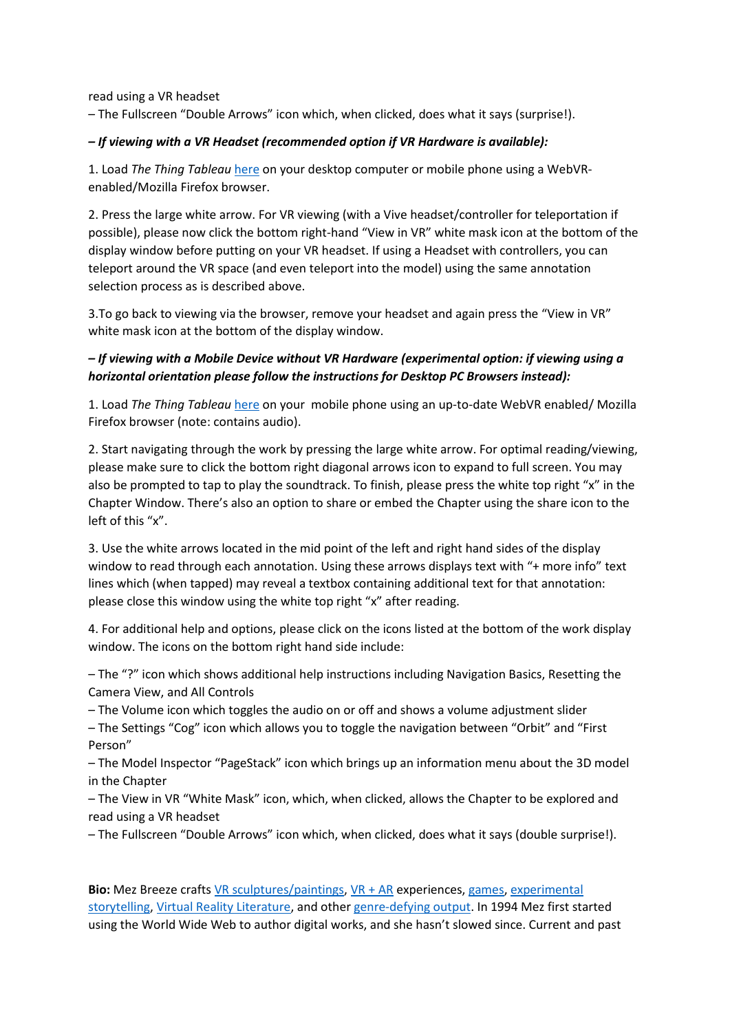read using a VR headset
– The Fullscreen "Double Arrows" icon which, when clicked, does what it says (surprise!).

***– If viewing with a VR Headset (recommended option if VR Hardware is available):***

1. Load *The Thing Tableau* here on your desktop computer or mobile phone using a WebVR-enabled/Mozilla Firefox browser.

2. Press the large white arrow. For VR viewing (with a Vive headset/controller for teleportation if possible), please now click the bottom right-hand "View in VR" white mask icon at the bottom of the display window before putting on your VR headset. If using a Headset with controllers, you can teleport around the VR space (and even teleport into the model) using the same annotation selection process as is described above.

3.To go back to viewing via the browser, remove your headset and again press the "View in VR" white mask icon at the bottom of the display window.

***– If viewing with a Mobile Device without VR Hardware (experimental option: if viewing using a horizontal orientation please follow the instructions for Desktop PC Browsers instead):***

1. Load *The Thing Tableau* here on your mobile phone using an up-to-date WebVR enabled/ Mozilla Firefox browser (note: contains audio).

2. Start navigating through the work by pressing the large white arrow. For optimal reading/viewing, please make sure to click the bottom right diagonal arrows icon to expand to full screen. You may also be prompted to tap to play the soundtrack. To finish, please press the white top right "x" in the Chapter Window. There's also an option to share or embed the Chapter using the share icon to the left of this "x".

3. Use the white arrows located in the mid point of the left and right hand sides of the display window to read through each annotation. Using these arrows displays text with "+ more info" text lines which (when tapped) may reveal a textbox containing additional text for that annotation: please close this window using the white top right "x" after reading.

4. For additional help and options, please click on the icons listed at the bottom of the work display window. The icons on the bottom right hand side include:

– The "?" icon which shows additional help instructions including Navigation Basics, Resetting the Camera View, and All Controls
– The Volume icon which toggles the audio on or off and shows a volume adjustment slider
– The Settings "Cog" icon which allows you to toggle the navigation between "Orbit" and "First Person"
– The Model Inspector "PageStack" icon which brings up an information menu about the 3D model in the Chapter
– The View in VR "White Mask" icon, which, when clicked, allows the Chapter to be explored and read using a VR headset
– The Fullscreen "Double Arrows" icon which, when clicked, does what it says (double surprise!).

**Bio:** Mez Breeze crafts VR sculptures/paintings, VR + AR experiences, games, experimental storytelling, Virtual Reality Literature, and other genre-defying output. In 1994 Mez first started using the World Wide Web to author digital works, and she hasn't slowed since. Current and past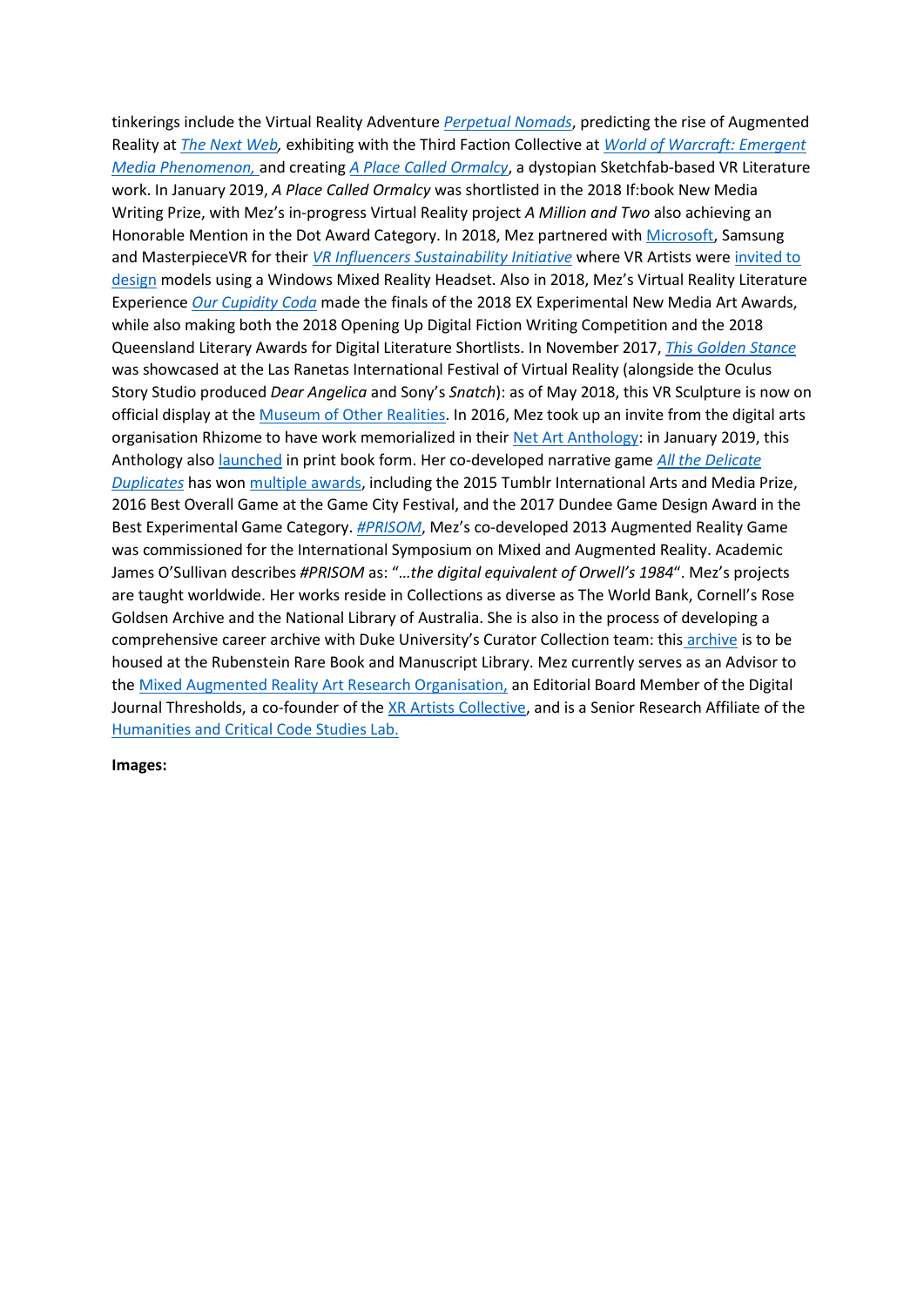tinkerings include the Virtual Reality Adventure *Perpetual Nomads*, predicting the rise of Augmented Reality at *The Next Web*, exhibiting with the Third Faction Collective at *World of Warcraft: Emergent Media Phenomenon,* and creating *A Place Called Ormalcy*, a dystopian Sketchfab-based VR Literature work. In January 2019, *A Place Called Ormalcy* was shortlisted in the 2018 If:book New Media Writing Prize, with Mez's in-progress Virtual Reality project *A Million and Two* also achieving an Honorable Mention in the Dot Award Category. In 2018, Mez partnered with Microsoft, Samsung and MasterpieceVR for their *VR Influencers Sustainability Initiative* where VR Artists were invited to design models using a Windows Mixed Reality Headset. Also in 2018, Mez's Virtual Reality Literature Experience *Our Cupidity Coda* made the finals of the 2018 EX Experimental New Media Art Awards, while also making both the 2018 Opening Up Digital Fiction Writing Competition and the 2018 Queensland Literary Awards for Digital Literature Shortlists. In November 2017, *This Golden Stance* was showcased at the Las Ranetas International Festival of Virtual Reality (alongside the Oculus Story Studio produced *Dear Angelica* and Sony's *Snatch*): as of May 2018, this VR Sculpture is now on official display at the Museum of Other Realities. In 2016, Mez took up an invite from the digital arts organisation Rhizome to have work memorialized in their Net Art Anthology: in January 2019, this Anthology also launched in print book form. Her co-developed narrative game *All the Delicate Duplicates* has won multiple awards, including the 2015 Tumblr International Arts and Media Prize, 2016 Best Overall Game at the Game City Festival, and the 2017 Dundee Game Design Award in the Best Experimental Game Category. *#PRISOM*, Mez's co-developed 2013 Augmented Reality Game was commissioned for the International Symposium on Mixed and Augmented Reality. Academic James O'Sullivan describes *#PRISOM* as: "*…the digital equivalent of Orwell's 1984*". Mez's projects are taught worldwide. Her works reside in Collections as diverse as The World Bank, Cornell's Rose Goldsen Archive and the National Library of Australia. She is also in the process of developing a comprehensive career archive with Duke University's Curator Collection team: this archive is to be housed at the Rubenstein Rare Book and Manuscript Library. Mez currently serves as an Advisor to the Mixed Augmented Reality Art Research Organisation, an Editorial Board Member of the Digital Journal Thresholds, a co-founder of the XR Artists Collective, and is a Senior Research Affiliate of the Humanities and Critical Code Studies Lab.

**Images:**